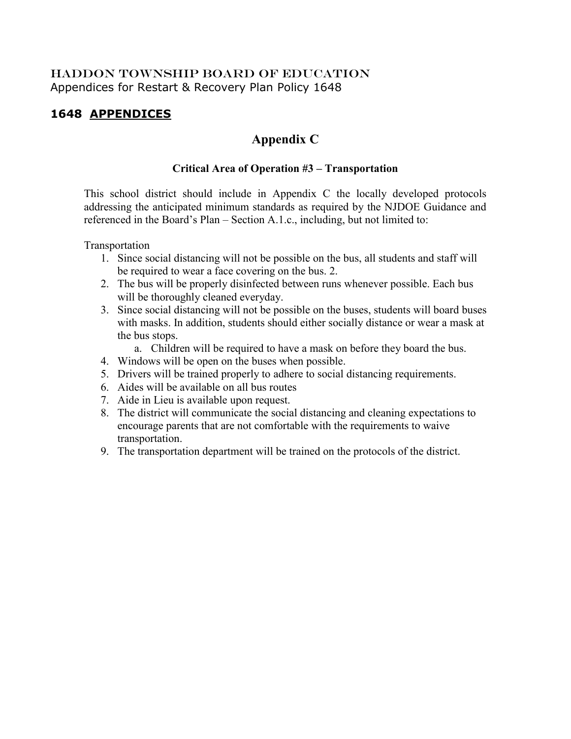HADDON TOWNSHIP BOARD OF EDUCATION
Appendices for Restart & Recovery Plan Policy 1648

## 1648 APPENDICES

# Appendix C

### Critical Area of Operation #3 – Transportation

This school district should include in Appendix C the locally developed protocols addressing the anticipated minimum standards as required by the NJDOE Guidance and referenced in the Board's Plan – Section A.1.c., including, but not limited to:

Transportation

1. Since social distancing will not be possible on the bus, all students and staff will be required to wear a face covering on the bus. 2.
2. The bus will be properly disinfected between runs whenever possible. Each bus will be thoroughly cleaned everyday.
3. Since social distancing will not be possible on the buses, students will board buses with masks. In addition, students should either socially distance or wear a mask at the bus stops.
   a. Children will be required to have a mask on before they board the bus.
4. Windows will be open on the buses when possible.
5. Drivers will be trained properly to adhere to social distancing requirements.
6. Aides will be available on all bus routes
7. Aide in Lieu is available upon request.
8. The district will communicate the social distancing and cleaning expectations to encourage parents that are not comfortable with the requirements to waive transportation.
9. The transportation department will be trained on the protocols of the district.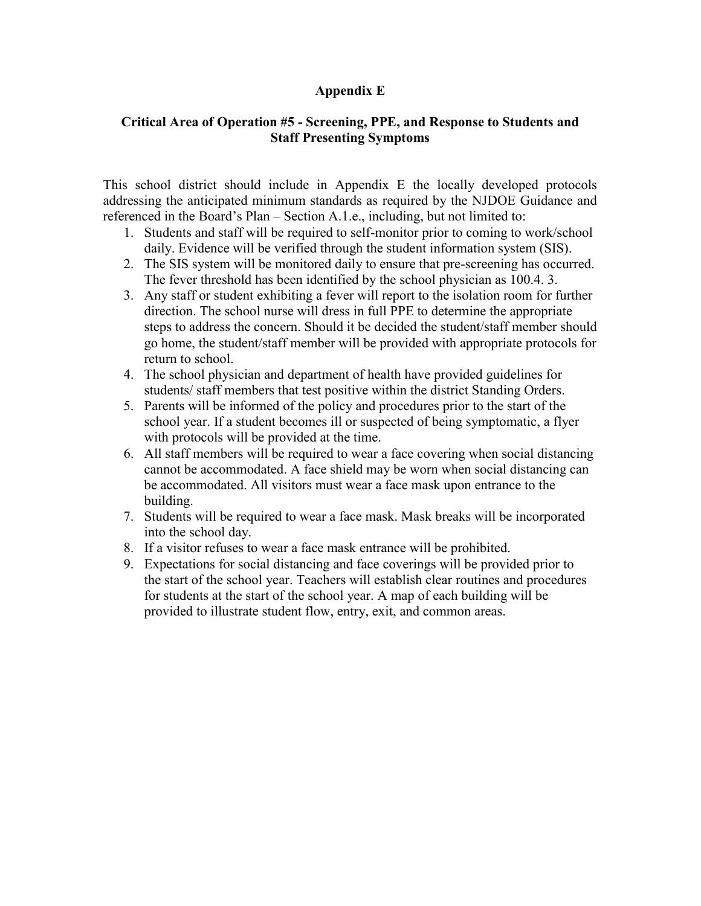## Appendix E

### Critical Area of Operation #5 - Screening, PPE, and Response to Students and Staff Presenting Symptoms

This school district should include in Appendix E the locally developed protocols addressing the anticipated minimum standards as required by the NJDOE Guidance and referenced in the Board's Plan – Section A.1.e., including, but not limited to:

1. Students and staff will be required to self-monitor prior to coming to work/school daily. Evidence will be verified through the student information system (SIS).
2. The SIS system will be monitored daily to ensure that pre-screening has occurred. The fever threshold has been identified by the school physician as 100.4. 3.
3. Any staff or student exhibiting a fever will report to the isolation room for further direction. The school nurse will dress in full PPE to determine the appropriate steps to address the concern. Should it be decided the student/staff member should go home, the student/staff member will be provided with appropriate protocols for return to school.
4. The school physician and department of health have provided guidelines for students/ staff members that test positive within the district Standing Orders.
5. Parents will be informed of the policy and procedures prior to the start of the school year. If a student becomes ill or suspected of being symptomatic, a flyer with protocols will be provided at the time.
6. All staff members will be required to wear a face covering when social distancing cannot be accommodated. A face shield may be worn when social distancing can be accommodated. All visitors must wear a face mask upon entrance to the building.
7. Students will be required to wear a face mask. Mask breaks will be incorporated into the school day.
8. If a visitor refuses to wear a face mask entrance will be prohibited.
9. Expectations for social distancing and face coverings will be provided prior to the start of the school year. Teachers will establish clear routines and procedures for students at the start of the school year. A map of each building will be provided to illustrate student flow, entry, exit, and common areas.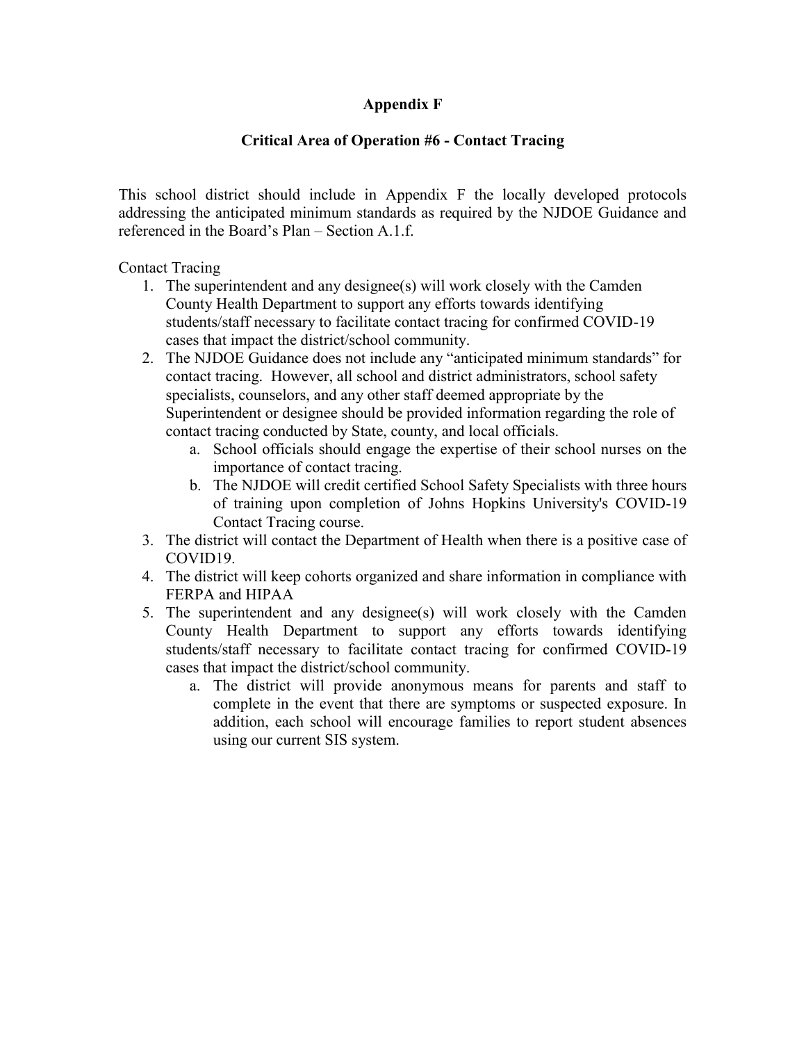# Appendix F

## Critical Area of Operation #6 - Contact Tracing

This school district should include in Appendix F the locally developed protocols addressing the anticipated minimum standards as required by the NJDOE Guidance and referenced in the Board's Plan – Section A.1.f.

Contact Tracing

1. The superintendent and any designee(s) will work closely with the Camden County Health Department to support any efforts towards identifying students/staff necessary to facilitate contact tracing for confirmed COVID-19 cases that impact the district/school community.
2. The NJDOE Guidance does not include any "anticipated minimum standards" for contact tracing. However, all school and district administrators, school safety specialists, counselors, and any other staff deemed appropriate by the Superintendent or designee should be provided information regarding the role of contact tracing conducted by State, county, and local officials.
    a. School officials should engage the expertise of their school nurses on the importance of contact tracing.
    b. The NJDOE will credit certified School Safety Specialists with three hours of training upon completion of Johns Hopkins University's COVID-19 Contact Tracing course.
3. The district will contact the Department of Health when there is a positive case of COVID19.
4. The district will keep cohorts organized and share information in compliance with FERPA and HIPAA
5. The superintendent and any designee(s) will work closely with the Camden County Health Department to support any efforts towards identifying students/staff necessary to facilitate contact tracing for confirmed COVID-19 cases that impact the district/school community.
    a. The district will provide anonymous means for parents and staff to complete in the event that there are symptoms or suspected exposure. In addition, each school will encourage families to report student absences using our current SIS system.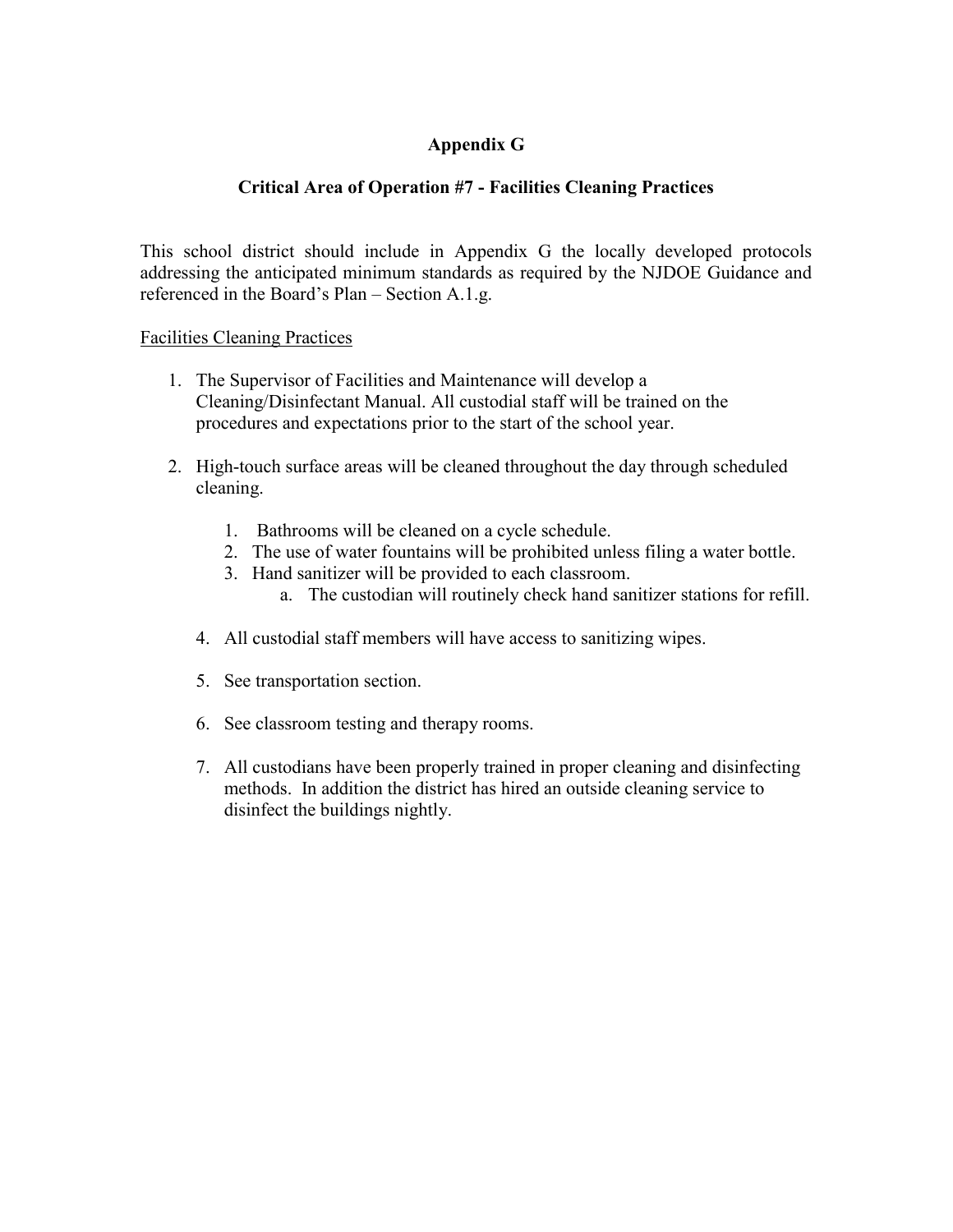# Appendix G

## Critical Area of Operation #7 - Facilities Cleaning Practices

This school district should include in Appendix G the locally developed protocols addressing the anticipated minimum standards as required by the NJDOE Guidance and referenced in the Board's Plan – Section A.1.g.

<u>Facilities Cleaning Practices</u>

1. The Supervisor of Facilities and Maintenance will develop a Cleaning/Disinfectant Manual. All custodial staff will be trained on the procedures and expectations prior to the start of the school year.

2. High-touch surface areas will be cleaned throughout the day through scheduled cleaning.

    1. Bathrooms will be cleaned on a cycle schedule.
    2. The use of water fountains will be prohibited unless filing a water bottle.
    3. Hand sanitizer will be provided to each classroom.
        a. The custodian will routinely check hand sanitizer stations for refill.

    4. All custodial staff members will have access to sanitizing wipes.

    5. See transportation section.

    6. See classroom testing and therapy rooms.

    7. All custodians have been properly trained in proper cleaning and disinfecting methods. In addition the district has hired an outside cleaning service to disinfect the buildings nightly.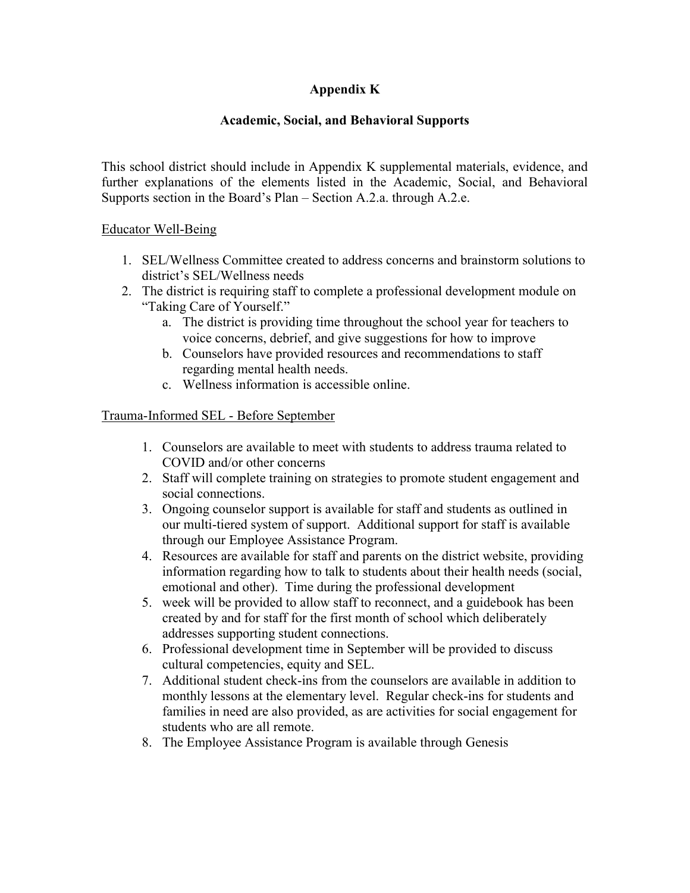# Appendix K

## Academic, Social, and Behavioral Supports

This school district should include in Appendix K supplemental materials, evidence, and further explanations of the elements listed in the Academic, Social, and Behavioral Supports section in the Board's Plan – Section A.2.a. through A.2.e.

Educator Well-Being

1. SEL/Wellness Committee created to address concerns and brainstorm solutions to district's SEL/Wellness needs
2. The district is requiring staff to complete a professional development module on "Taking Care of Yourself."
   a. The district is providing time throughout the school year for teachers to voice concerns, debrief, and give suggestions for how to improve
   b. Counselors have provided resources and recommendations to staff regarding mental health needs.
   c. Wellness information is accessible online.

Trauma-Informed SEL - Before September

1. Counselors are available to meet with students to address trauma related to COVID and/or other concerns
2. Staff will complete training on strategies to promote student engagement and social connections.
3. Ongoing counselor support is available for staff and students as outlined in our multi-tiered system of support. Additional support for staff is available through our Employee Assistance Program.
4. Resources are available for staff and parents on the district website, providing information regarding how to talk to students about their health needs (social, emotional and other). Time during the professional development
5. week will be provided to allow staff to reconnect, and a guidebook has been created by and for staff for the first month of school which deliberately addresses supporting student connections.
6. Professional development time in September will be provided to discuss cultural competencies, equity and SEL.
7. Additional student check-ins from the counselors are available in addition to monthly lessons at the elementary level. Regular check-ins for students and families in need are also provided, as are activities for social engagement for students who are all remote.
8. The Employee Assistance Program is available through Genesis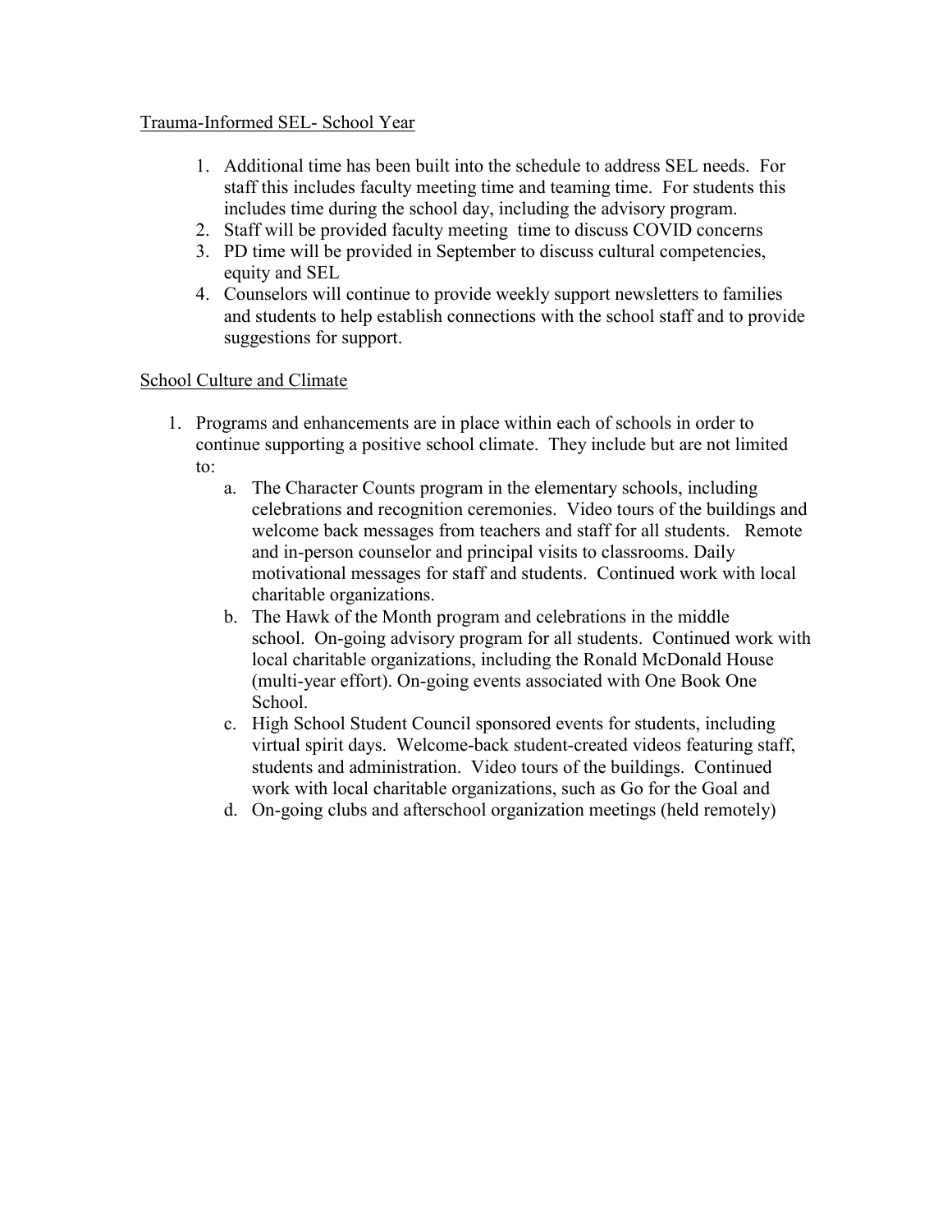Trauma-Informed SEL- School Year

1. Additional time has been built into the schedule to address SEL needs. For staff this includes faculty meeting time and teaming time. For students this includes time during the school day, including the advisory program.
2. Staff will be provided faculty meeting time to discuss COVID concerns
3. PD time will be provided in September to discuss cultural competencies, equity and SEL
4. Counselors will continue to provide weekly support newsletters to families and students to help establish connections with the school staff and to provide suggestions for support.

School Culture and Climate

1. Programs and enhancements are in place within each of schools in order to continue supporting a positive school climate. They include but are not limited to:
   a. The Character Counts program in the elementary schools, including celebrations and recognition ceremonies. Video tours of the buildings and welcome back messages from teachers and staff for all students. Remote and in-person counselor and principal visits to classrooms. Daily motivational messages for staff and students. Continued work with local charitable organizations.
   b. The Hawk of the Month program and celebrations in the middle school. On-going advisory program for all students. Continued work with local charitable organizations, including the Ronald McDonald House (multi-year effort). On-going events associated with One Book One School.
   c. High School Student Council sponsored events for students, including virtual spirit days. Welcome-back student-created videos featuring staff, students and administration. Video tours of the buildings. Continued work with local charitable organizations, such as Go for the Goal and
   d. On-going clubs and afterschool organization meetings (held remotely)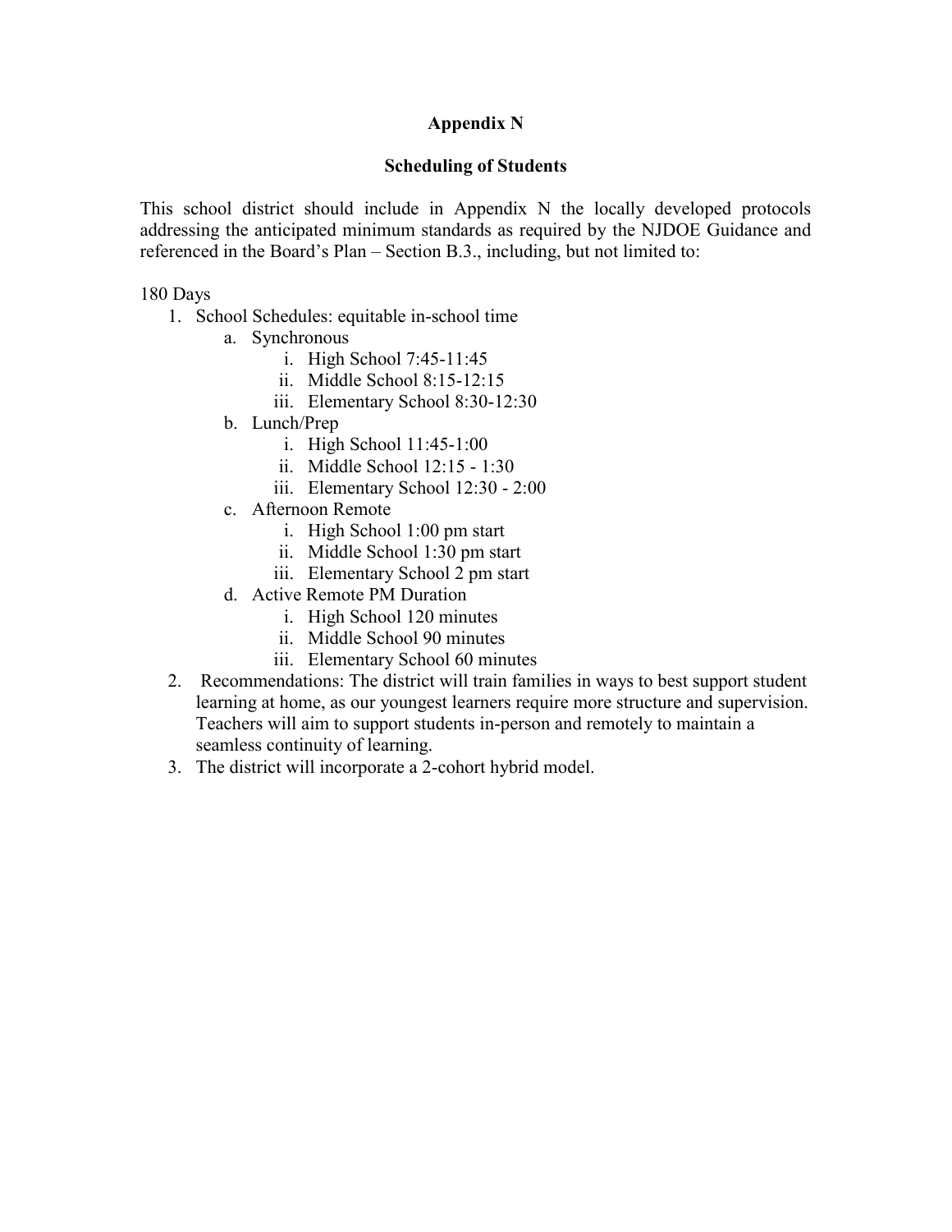# Appendix N

## Scheduling of Students

This school district should include in Appendix N the locally developed protocols addressing the anticipated minimum standards as required by the NJDOE Guidance and referenced in the Board's Plan – Section B.3., including, but not limited to:

180 Days

1. School Schedules: equitable in-school time
   a. Synchronous
      i. High School 7:45-11:45
      ii. Middle School 8:15-12:15
      iii. Elementary School 8:30-12:30
   b. Lunch/Prep
      i. High School 11:45-1:00
      ii. Middle School 12:15 - 1:30
      iii. Elementary School 12:30 - 2:00
   c. Afternoon Remote
      i. High School 1:00 pm start
      ii. Middle School 1:30 pm start
      iii. Elementary School 2 pm start
   d. Active Remote PM Duration
      i. High School 120 minutes
      ii. Middle School 90 minutes
      iii. Elementary School 60 minutes
2. Recommendations: The district will train families in ways to best support student learning at home, as our youngest learners require more structure and supervision. Teachers will aim to support students in-person and remotely to maintain a seamless continuity of learning.
3. The district will incorporate a 2-cohort hybrid model.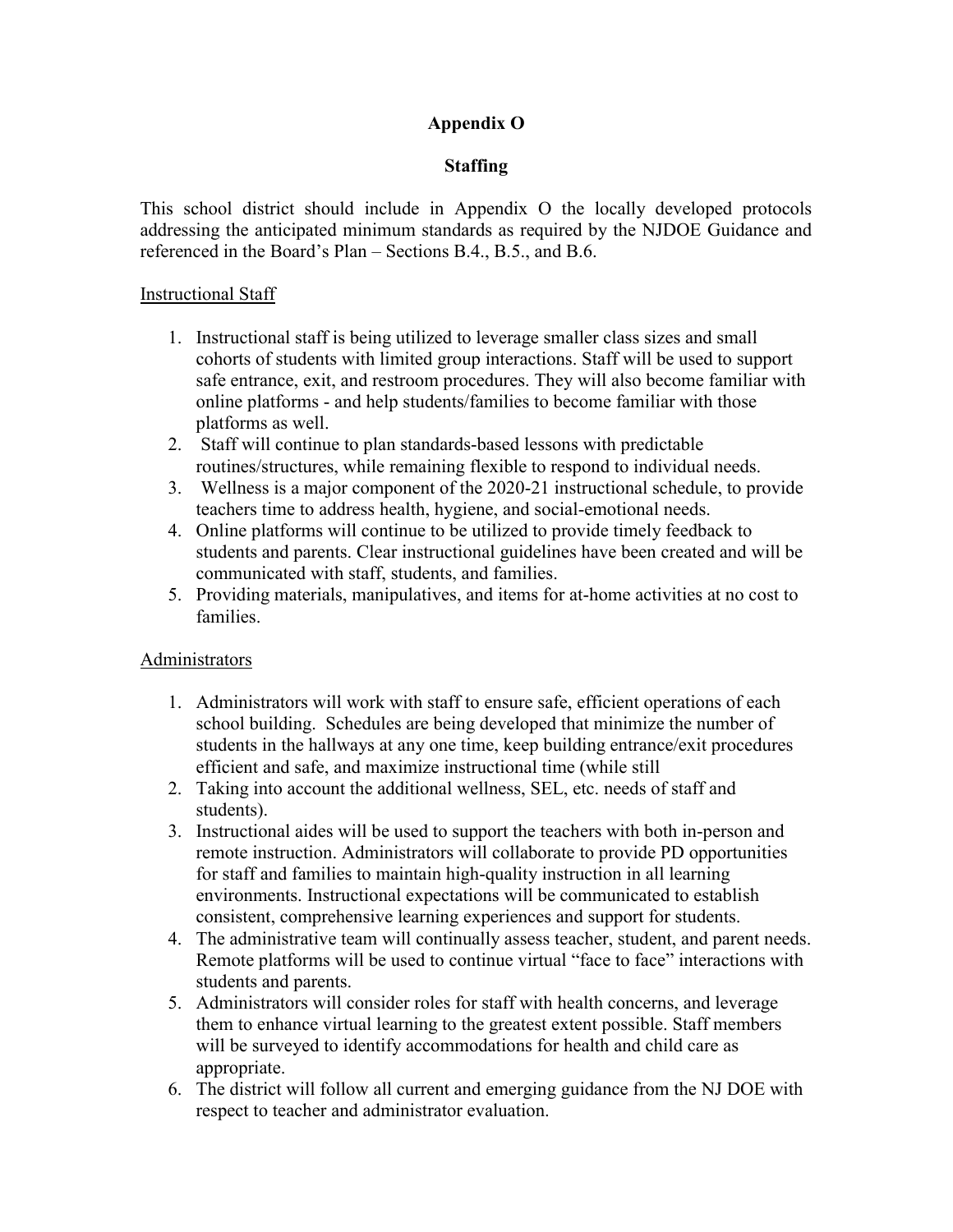# Appendix O

## Staffing

This school district should include in Appendix O the locally developed protocols addressing the anticipated minimum standards as required by the NJDOE Guidance and referenced in the Board's Plan – Sections B.4., B.5., and B.6.

<u>Instructional Staff</u>

1. Instructional staff is being utilized to leverage smaller class sizes and small cohorts of students with limited group interactions. Staff will be used to support safe entrance, exit, and restroom procedures. They will also become familiar with online platforms - and help students/families to become familiar with those platforms as well.
2. Staff will continue to plan standards-based lessons with predictable routines/structures, while remaining flexible to respond to individual needs.
3. Wellness is a major component of the 2020-21 instructional schedule, to provide teachers time to address health, hygiene, and social-emotional needs.
4. Online platforms will continue to be utilized to provide timely feedback to students and parents. Clear instructional guidelines have been created and will be communicated with staff, students, and families.
5. Providing materials, manipulatives, and items for at-home activities at no cost to families.

<u>Administrators</u>

1. Administrators will work with staff to ensure safe, efficient operations of each school building. Schedules are being developed that minimize the number of students in the hallways at any one time, keep building entrance/exit procedures efficient and safe, and maximize instructional time (while still
2. Taking into account the additional wellness, SEL, etc. needs of staff and students).
3. Instructional aides will be used to support the teachers with both in-person and remote instruction. Administrators will collaborate to provide PD opportunities for staff and families to maintain high-quality instruction in all learning environments. Instructional expectations will be communicated to establish consistent, comprehensive learning experiences and support for students.
4. The administrative team will continually assess teacher, student, and parent needs. Remote platforms will be used to continue virtual "face to face" interactions with students and parents.
5. Administrators will consider roles for staff with health concerns, and leverage them to enhance virtual learning to the greatest extent possible. Staff members will be surveyed to identify accommodations for health and child care as appropriate.
6. The district will follow all current and emerging guidance from the NJ DOE with respect to teacher and administrator evaluation.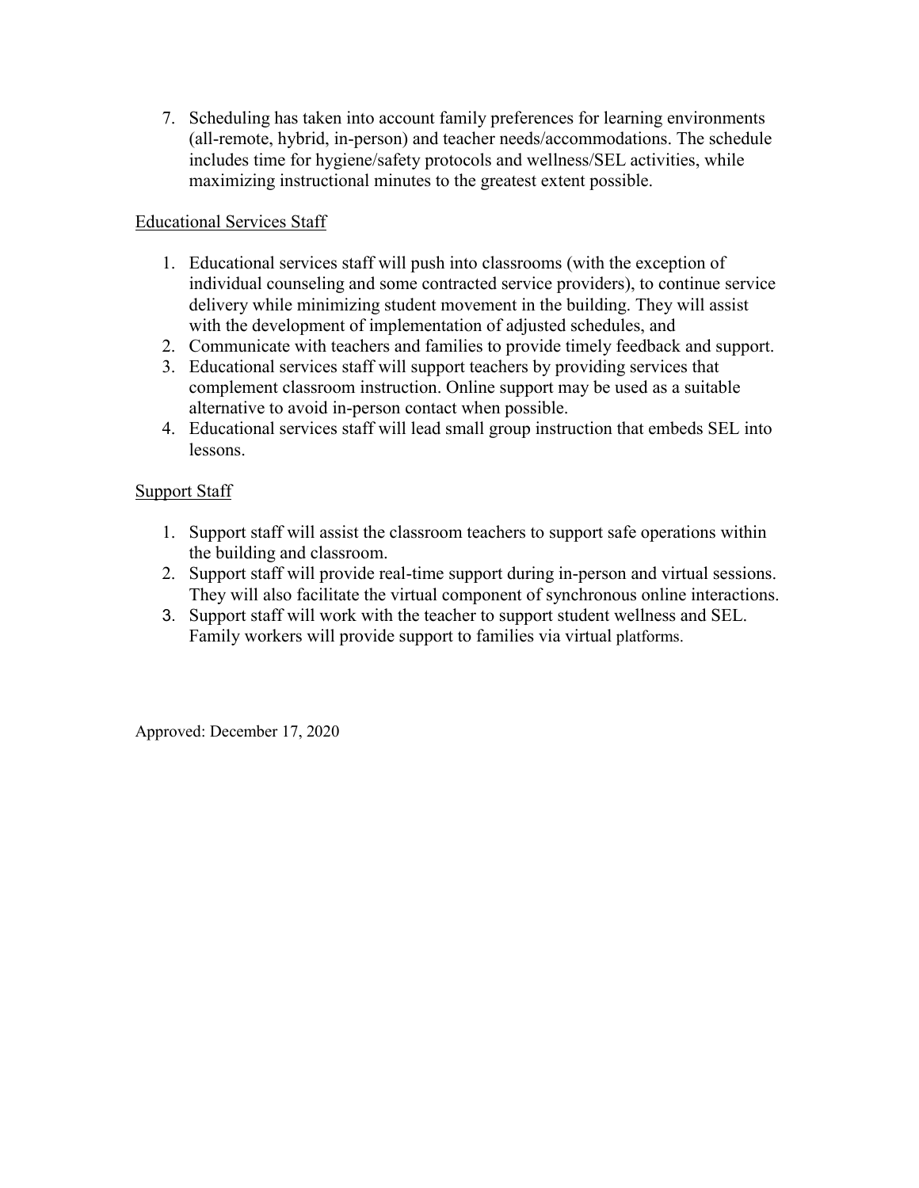7. Scheduling has taken into account family preferences for learning environments (all-remote, hybrid, in-person) and teacher needs/accommodations. The schedule includes time for hygiene/safety protocols and wellness/SEL activities, while maximizing instructional minutes to the greatest extent possible.

<u>Educational Services Staff</u>

1. Educational services staff will push into classrooms (with the exception of individual counseling and some contracted service providers), to continue service delivery while minimizing student movement in the building. They will assist with the development of implementation of adjusted schedules, and
2. Communicate with teachers and families to provide timely feedback and support.
3. Educational services staff will support teachers by providing services that complement classroom instruction. Online support may be used as a suitable alternative to avoid in-person contact when possible.
4. Educational services staff will lead small group instruction that embeds SEL into lessons.

<u>Support Staff</u>

1. Support staff will assist the classroom teachers to support safe operations within the building and classroom.
2. Support staff will provide real-time support during in-person and virtual sessions. They will also facilitate the virtual component of synchronous online interactions.
3. Support staff will work with the teacher to support student wellness and SEL. Family workers will provide support to families via virtual platforms.

Approved: December 17, 2020